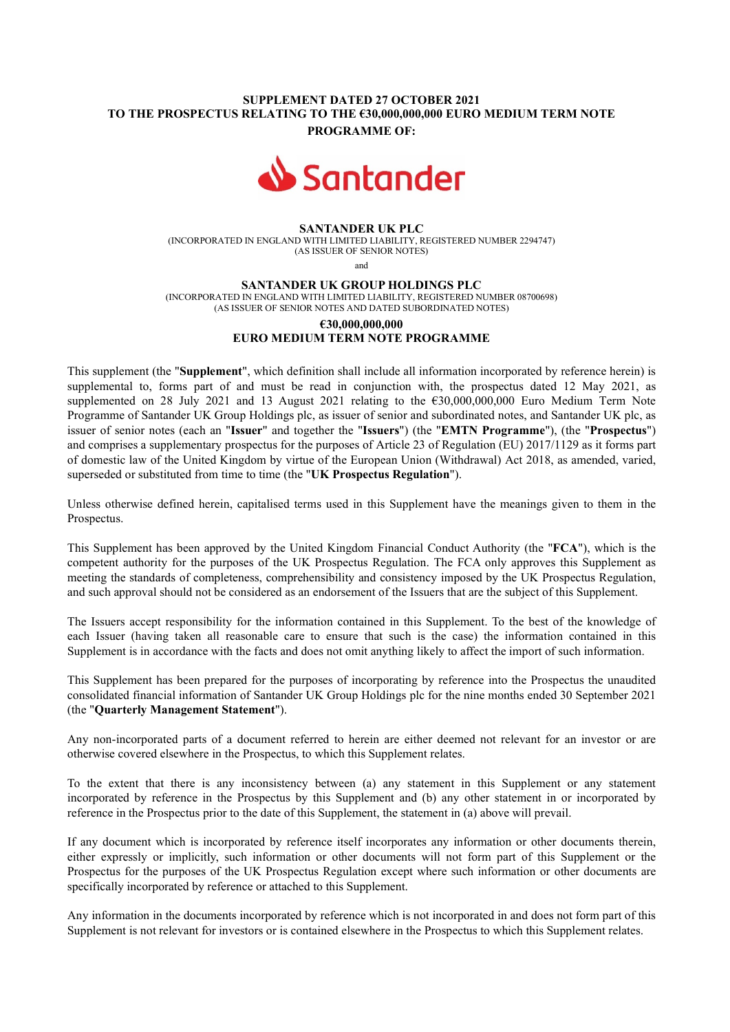**SUPPLEMENT DATED 27 OCTOBER 2021**
**TO THE PROSPECTUS RELATING TO THE €30,000,000,000 EURO MEDIUM TERM NOTE PROGRAMME OF:**

Santander

**SANTANDER UK PLC**
(INCORPORATED IN ENGLAND WITH LIMITED LIABILITY, REGISTERED NUMBER 2294747)
(AS ISSUER OF SENIOR NOTES)

and

**SANTANDER UK GROUP HOLDINGS PLC**
(INCORPORATED IN ENGLAND WITH LIMITED LIABILITY, REGISTERED NUMBER 08700698)
(AS ISSUER OF SENIOR NOTES AND DATED SUBORDINATED NOTES)

**€30,000,000,000**
**EURO MEDIUM TERM NOTE PROGRAMME**

This supplement (the "**Supplement**", which definition shall include all information incorporated by reference herein) is supplemental to, forms part of and must be read in conjunction with, the prospectus dated 12 May 2021, as supplemented on 28 July 2021 and 13 August 2021 relating to the €30,000,000,000 Euro Medium Term Note Programme of Santander UK Group Holdings plc, as issuer of senior and subordinated notes, and Santander UK plc, as issuer of senior notes (each an "**Issuer**" and together the "**Issuers**") (the "**EMTN Programme**"), (the "**Prospectus**") and comprises a supplementary prospectus for the purposes of Article 23 of Regulation (EU) 2017/1129 as it forms part of domestic law of the United Kingdom by virtue of the European Union (Withdrawal) Act 2018, as amended, varied, superseded or substituted from time to time (the "**UK Prospectus Regulation**").

Unless otherwise defined herein, capitalised terms used in this Supplement have the meanings given to them in the Prospectus.

This Supplement has been approved by the United Kingdom Financial Conduct Authority (the "**FCA**"), which is the competent authority for the purposes of the UK Prospectus Regulation. The FCA only approves this Supplement as meeting the standards of completeness, comprehensibility and consistency imposed by the UK Prospectus Regulation, and such approval should not be considered as an endorsement of the Issuers that are the subject of this Supplement.

The Issuers accept responsibility for the information contained in this Supplement. To the best of the knowledge of each Issuer (having taken all reasonable care to ensure that such is the case) the information contained in this Supplement is in accordance with the facts and does not omit anything likely to affect the import of such information.

This Supplement has been prepared for the purposes of incorporating by reference into the Prospectus the unaudited consolidated financial information of Santander UK Group Holdings plc for the nine months ended 30 September 2021 (the "**Quarterly Management Statement**").

Any non-incorporated parts of a document referred to herein are either deemed not relevant for an investor or are otherwise covered elsewhere in the Prospectus, to which this Supplement relates.

To the extent that there is any inconsistency between (a) any statement in this Supplement or any statement incorporated by reference in the Prospectus by this Supplement and (b) any other statement in or incorporated by reference in the Prospectus prior to the date of this Supplement, the statement in (a) above will prevail.

If any document which is incorporated by reference itself incorporates any information or other documents therein, either expressly or implicitly, such information or other documents will not form part of this Supplement or the Prospectus for the purposes of the UK Prospectus Regulation except where such information or other documents are specifically incorporated by reference or attached to this Supplement.

Any information in the documents incorporated by reference which is not incorporated in and does not form part of this Supplement is not relevant for investors or is contained elsewhere in the Prospectus to which this Supplement relates.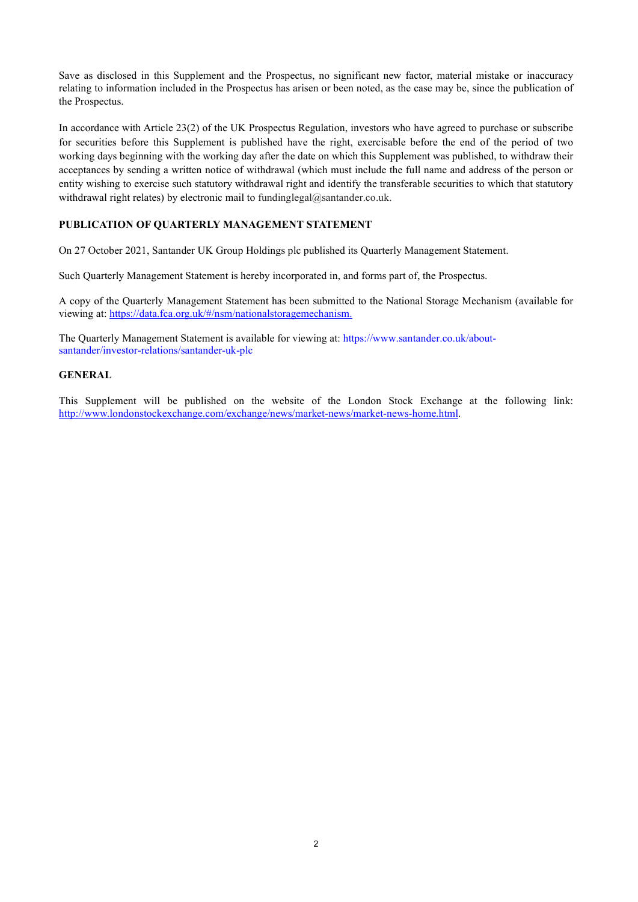Save as disclosed in this Supplement and the Prospectus, no significant new factor, material mistake or inaccuracy relating to information included in the Prospectus has arisen or been noted, as the case may be, since the publication of the Prospectus.

In accordance with Article 23(2) of the UK Prospectus Regulation, investors who have agreed to purchase or subscribe for securities before this Supplement is published have the right, exercisable before the end of the period of two working days beginning with the working day after the date on which this Supplement was published, to withdraw their acceptances by sending a written notice of withdrawal (which must include the full name and address of the person or entity wishing to exercise such statutory withdrawal right and identify the transferable securities to which that statutory withdrawal right relates) by electronic mail to fundinglegal@santander.co.uk.

**PUBLICATION OF QUARTERLY MANAGEMENT STATEMENT**

On 27 October 2021, Santander UK Group Holdings plc published its Quarterly Management Statement.

Such Quarterly Management Statement is hereby incorporated in, and forms part of, the Prospectus.

A copy of the Quarterly Management Statement has been submitted to the National Storage Mechanism (available for viewing at: https://data.fca.org.uk/#/nsm/nationalstoragemechanism.

The Quarterly Management Statement is available for viewing at: https://www.santander.co.uk/about-santander/investor-relations/santander-uk-plc

**GENERAL**

This Supplement will be published on the website of the London Stock Exchange at the following link: http://www.londonstockexchange.com/exchange/news/market-news/market-news-home.html.